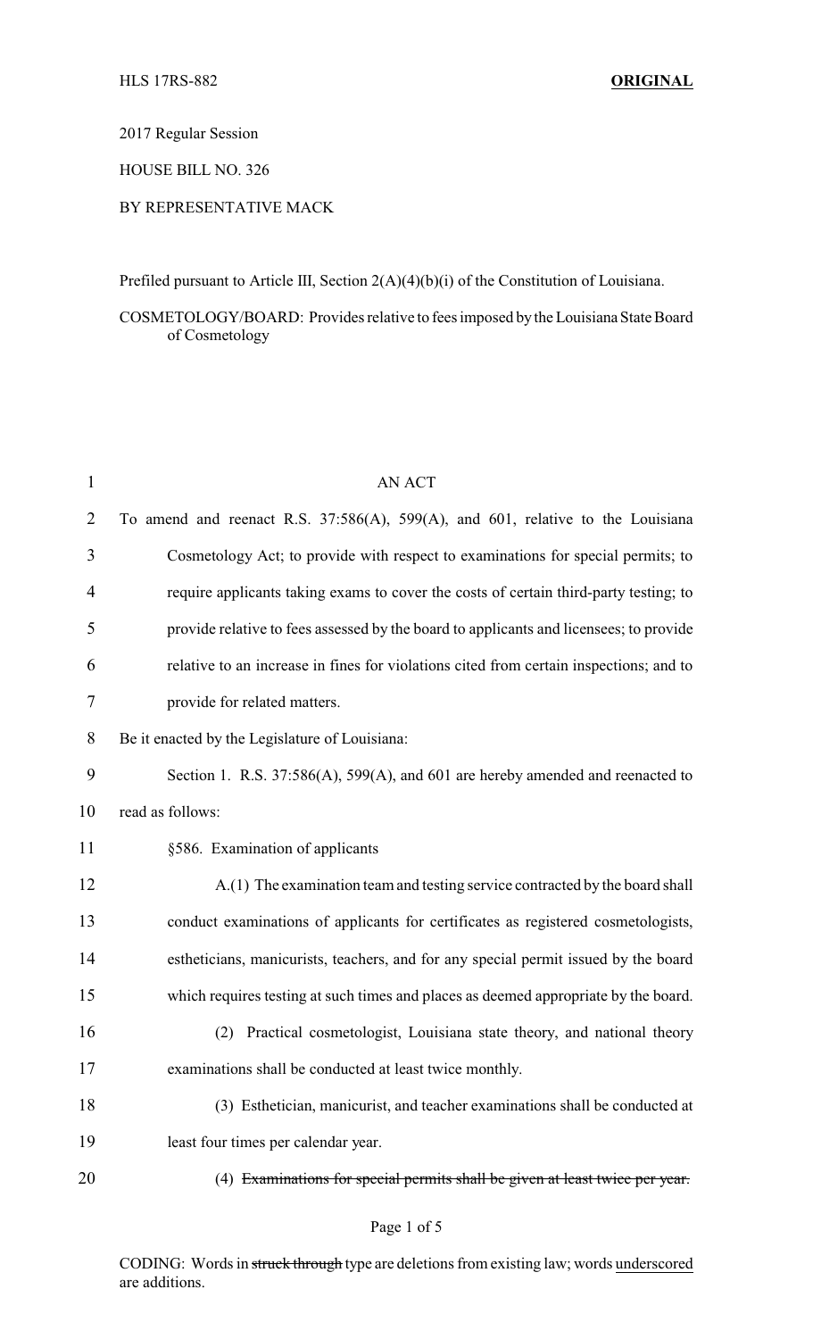HLS 17RS-882 **ORIGINAL**

2017 Regular Session

HOUSE BILL NO. 326

BY REPRESENTATIVE MACK

Prefiled pursuant to Article III, Section 2(A)(4)(b)(i) of the Constitution of Louisiana.

COSMETOLOGY/BOARD: Provides relative to fees imposed by the Louisiana State Board of Cosmetology

AN ACT

To amend and reenact R.S. 37:586(A), 599(A), and 601, relative to the Louisiana Cosmetology Act; to provide with respect to examinations for special permits; to require applicants taking exams to cover the costs of certain third-party testing; to provide relative to fees assessed by the board to applicants and licensees; to provide relative to an increase in fines for violations cited from certain inspections; and to provide for related matters.

Be it enacted by the Legislature of Louisiana:

Section 1. R.S. 37:586(A), 599(A), and 601 are hereby amended and reenacted to read as follows:

§586. Examination of applicants

A.(1) The examination team and testing service contracted by the board shall conduct examinations of applicants for certificates as registered cosmetologists, estheticians, manicurists, teachers, and for any special permit issued by the board which requires testing at such times and places as deemed appropriate by the board.

(2) Practical cosmetologist, Louisiana state theory, and national theory examinations shall be conducted at least twice monthly.

(3) Esthetician, manicurist, and teacher examinations shall be conducted at least four times per calendar year.

(4) ~~Examinations for special permits shall be given at least twice per year.~~

CODING: Words in ~~struck through~~ type are deletions from existing law; words underscored are additions.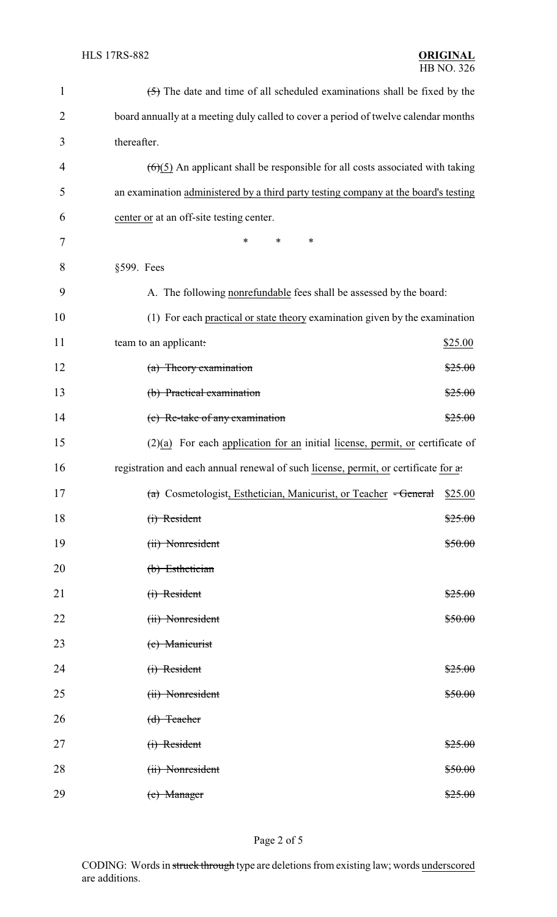~~(5)~~ The date and time of all scheduled examinations shall be fixed by the board annually at a meeting duly called to cover a period of twelve calendar months thereafter.

~~(6)~~(5) An applicant shall be responsible for all costs associated with taking an examination administered by a third party testing company at the board's testing center or at an off-site testing center.

\* \* \*

§599. Fees

A. The following nonrefundable fees shall be assessed by the board:

(1) For each practical or state theory examination given by the examination team to an applicant~~:~~ $25.00

~~(a) Theory examination $25.00~~

~~(b) Practical examination $25.00~~

~~(c) Re-take of any examination $25.00~~

(2)(a) For each application for an initial license, permit, or certificate of registration and each annual renewal of such license, permit, or certificate for ~~a:~~

~~(a)~~ Cosmetologist, Esthetician, Manicurist, or Teacher ~~- General~~ $25.00

~~(i) Resident $25.00~~

~~(ii) Nonresident $50.00~~

~~(b) Esthetician~~

~~(i) Resident $25.00~~

~~(ii) Nonresident $50.00~~

~~(c) Manicurist~~

~~(i) Resident $25.00~~

~~(ii) Nonresident $50.00~~

~~(d) Teacher~~

~~(i) Resident $25.00~~

~~(ii) Nonresident $50.00~~

~~(e) Manager $25.00~~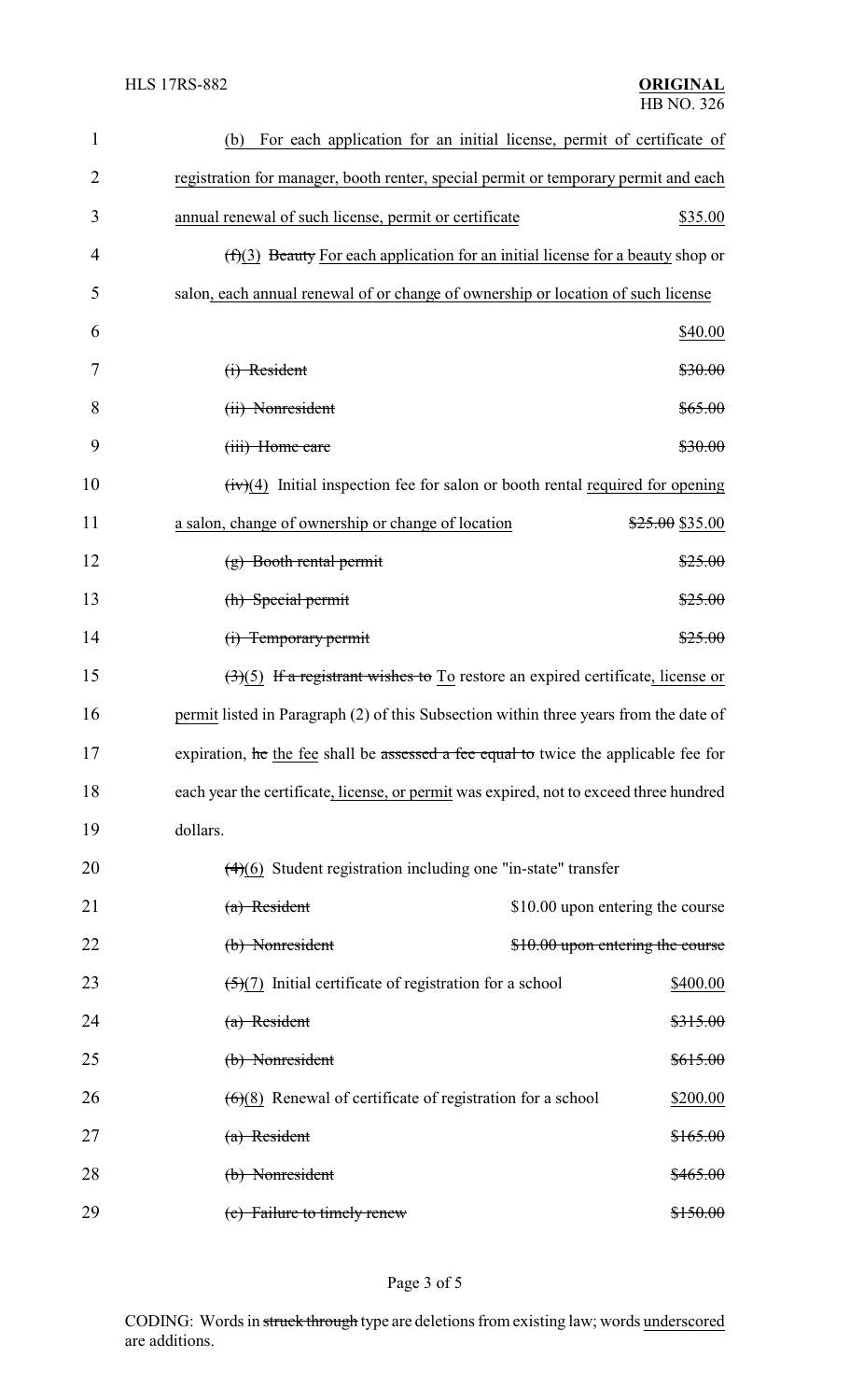(b) For each application for an initial license, permit of certificate of registration for manager, booth renter, special permit or temporary permit and each annual renewal of such license, permit or certificate $35.00

~~(f)~~(3) ~~Beauty~~ For each application for an initial license for a beauty shop or salon, each annual renewal of or change of ownership or location of such license $40.00

~~(i) Resident $30.00~~

~~(ii) Nonresident $65.00~~

~~(iii) Home care $30.00~~

~~(iv)~~(4) Initial inspection fee for salon or booth rental required for opening a salon, change of ownership or change of location ~~$25.00~~ $35.00

~~(g) Booth rental permit $25.00~~

~~(h) Special permit $25.00~~

~~(i) Temporary permit $25.00~~

~~(3)~~(5) ~~If a registrant wishes to~~ To restore an expired certificate, license or permit listed in Paragraph (2) of this Subsection within three years from the date of expiration, ~~he~~ the fee shall be ~~assessed a fee equal to~~ twice the applicable fee for each year the certificate, license, or permit was expired, not to exceed three hundred dollars.

~~(4)~~(6) Student registration including one "in-state" transfer

~~(a) Resident~~ $10.00 upon entering the course

~~(b) Nonresident $10.00 upon entering the course~~

~~(5)~~(7) Initial certificate of registration for a school $400.00

~~(a) Resident $315.00~~

~~(b) Nonresident $615.00~~

~~(6)~~(8) Renewal of certificate of registration for a school $200.00

~~(a) Resident $165.00~~

~~(b) Nonresident $465.00~~

~~(c) Failure to timely renew $150.00~~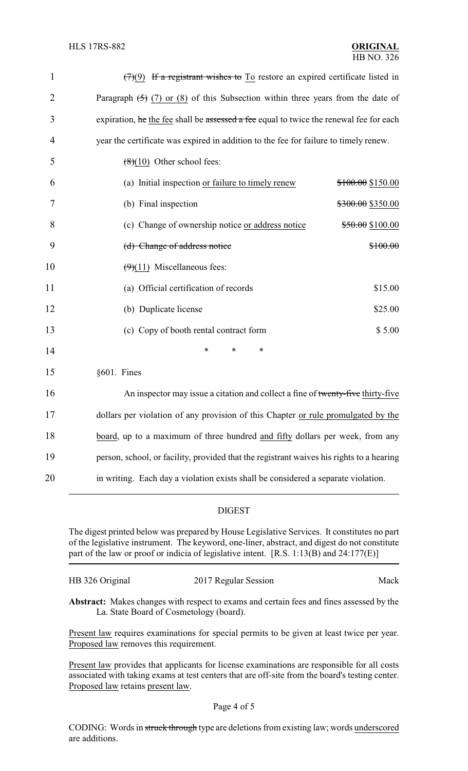~~(7)~~(9) ~~If a registrant wishes to~~ To restore an expired certificate listed in Paragraph ~~(5)~~ (7) or (8) of this Subsection within three years from the date of expiration, ~~he~~ the fee shall be ~~assessed a fee~~ equal to twice the renewal fee for each year the certificate was expired in addition to the fee for failure to timely renew.

~~(8)~~(10) Other school fees:

| | |
|---|---|
| (a) Initial inspection or failure to timely renew | ~~$100.00~~ $150.00 |
| (b) Final inspection | ~~$300.00~~ $350.00 |
| (c) Change of ownership notice or address notice | ~~$50.00~~ $100.00 |
| ~~(d) Change of address notice~~ | ~~$100.00~~ |

~~(9)~~(11) Miscellaneous fees:

| | |
|---|---|
| (a) Official certification of records | $15.00 |
| (b) Duplicate license | $25.00 |
| (c) Copy of booth rental contract form | $ 5.00 |

\* \* \*

§601. Fines

An inspector may issue a citation and collect a fine of ~~twenty-five~~ thirty-five dollars per violation of any provision of this Chapter or rule promulgated by the board, up to a maximum of three hundred and fifty dollars per week, from any person, school, or facility, provided that the registrant waives his rights to a hearing in writing. Each day a violation exists shall be considered a separate violation.

## DIGEST

The digest printed below was prepared by House Legislative Services. It constitutes no part of the legislative instrument. The keyword, one-liner, abstract, and digest do not constitute part of the law or proof or indicia of legislative intent. [R.S. 1:13(B) and 24:177(E)]

| HB 326 Original | 2017 Regular Session | Mack |
|---|---|---|

**Abstract:** Makes changes with respect to exams and certain fees and fines assessed by the La. State Board of Cosmetology (board).

Present law requires examinations for special permits to be given at least twice per year. Proposed law removes this requirement.

Present law provides that applicants for license examinations are responsible for all costs associated with taking exams at test centers that are off-site from the board's testing center. Proposed law retains present law.

CODING: Words in ~~struck through~~ type are deletions from existing law; words underscored are additions.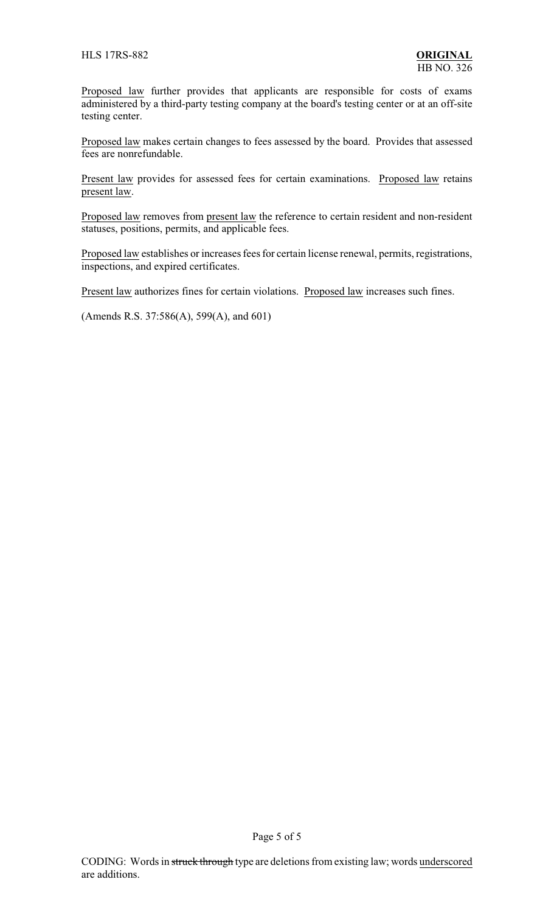Proposed law further provides that applicants are responsible for costs of exams administered by a third-party testing company at the board's testing center or at an off-site testing center.

Proposed law makes certain changes to fees assessed by the board. Provides that assessed fees are nonrefundable.

Present law provides for assessed fees for certain examinations. Proposed law retains present law.

Proposed law removes from present law the reference to certain resident and non-resident statuses, positions, permits, and applicable fees.

Proposed law establishes or increases fees for certain license renewal, permits, registrations, inspections, and expired certificates.

Present law authorizes fines for certain violations. Proposed law increases such fines.

(Amends R.S. 37:586(A), 599(A), and 601)